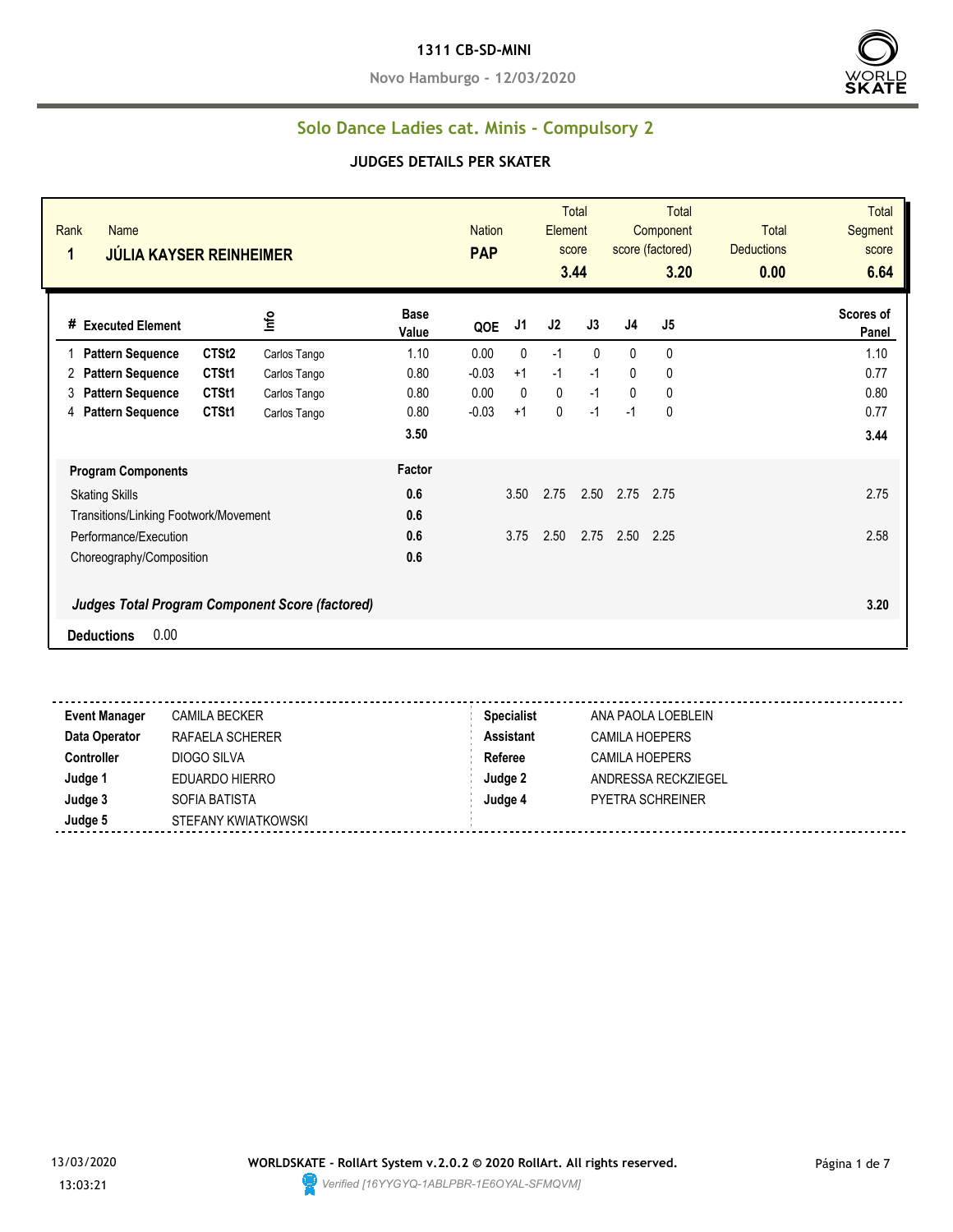**1311 CB-SD-MINI**

**Novo Hamburgo - 12/03/2020**

## Solo Dance Ladies cat. Minis - Compulsory 2

### JUDGES DETAILS PER SKATER

| Rank | Name | Nation | Total Element score | Total Component score (factored) | Total Deductions | Total Segment score |
|---|---|---|---|---|---|---|
| 1 | JÚLIA KAYSER REINHEIMER | PAP | 3.44 | 3.20 | 0.00 | 6.64 |

| # | Executed Element | | Info | Base Value | QOE | J1 | J2 | J3 | J4 | J5 | Scores of Panel |
|---|---|---|---|---|---|---|---|---|---|---|---|
| 1 | Pattern Sequence | CTSt2 | Carlos Tango | 1.10 | 0.00 | 0 | -1 | 0 | 0 | 0 | 1.10 |
| 2 | Pattern Sequence | CTSt1 | Carlos Tango | 0.80 | -0.03 | +1 | -1 | -1 | 0 | 0 | 0.77 |
| 3 | Pattern Sequence | CTSt1 | Carlos Tango | 0.80 | 0.00 | 0 | 0 | -1 | 0 | 0 | 0.80 |
| 4 | Pattern Sequence | CTSt1 | Carlos Tango | 0.80 | -0.03 | +1 | 0 | -1 | -1 | 0 | 0.77 |
| | | | | 3.50 | | | | | | | 3.44 |

| Program Components | Factor | J1 | J2 | J3 | J4 | J5 | |
|---|---|---|---|---|---|---|---|
| Skating Skills | 0.6 | 3.50 | 2.75 | 2.50 | 2.75 | 2.75 | 2.75 |
| Transitions/Linking Footwork/Movement | 0.6 | | | | | | |
| Performance/Execution | 0.6 | 3.75 | 2.50 | 2.75 | 2.50 | 2.25 | 2.58 |
| Choreography/Composition | 0.6 | | | | | | |
| ***Judges Total Program Component Score (factored)*** | | | | | | | 3.20 |

**Deductions** 0.00

| | | | |
|---|---|---|---|
| **Event Manager** | CAMILA BECKER | **Specialist** | ANA PAOLA LOEBLEIN |
| **Data Operator** | RAFAELA SCHERER | **Assistant** | CAMILA HOEPERS |
| **Controller** | DIOGO SILVA | **Referee** | CAMILA HOEPERS |
| **Judge 1** | EDUARDO HIERRO | **Judge 2** | ANDRESSA RECKZIEGEL |
| **Judge 3** | SOFIA BATISTA | **Judge 4** | PYETRA SCHREINER |
| **Judge 5** | STEFANY KWIATKOWSKI | | |

13/03/2020 13:03:21

**WORLDSKATE - RollArt System v.2.0.2 © 2020 RollArt. All rights reserved.**

*Verified [16YYGYQ-1ABLPBR-1E6OYAL-SFMQVM]*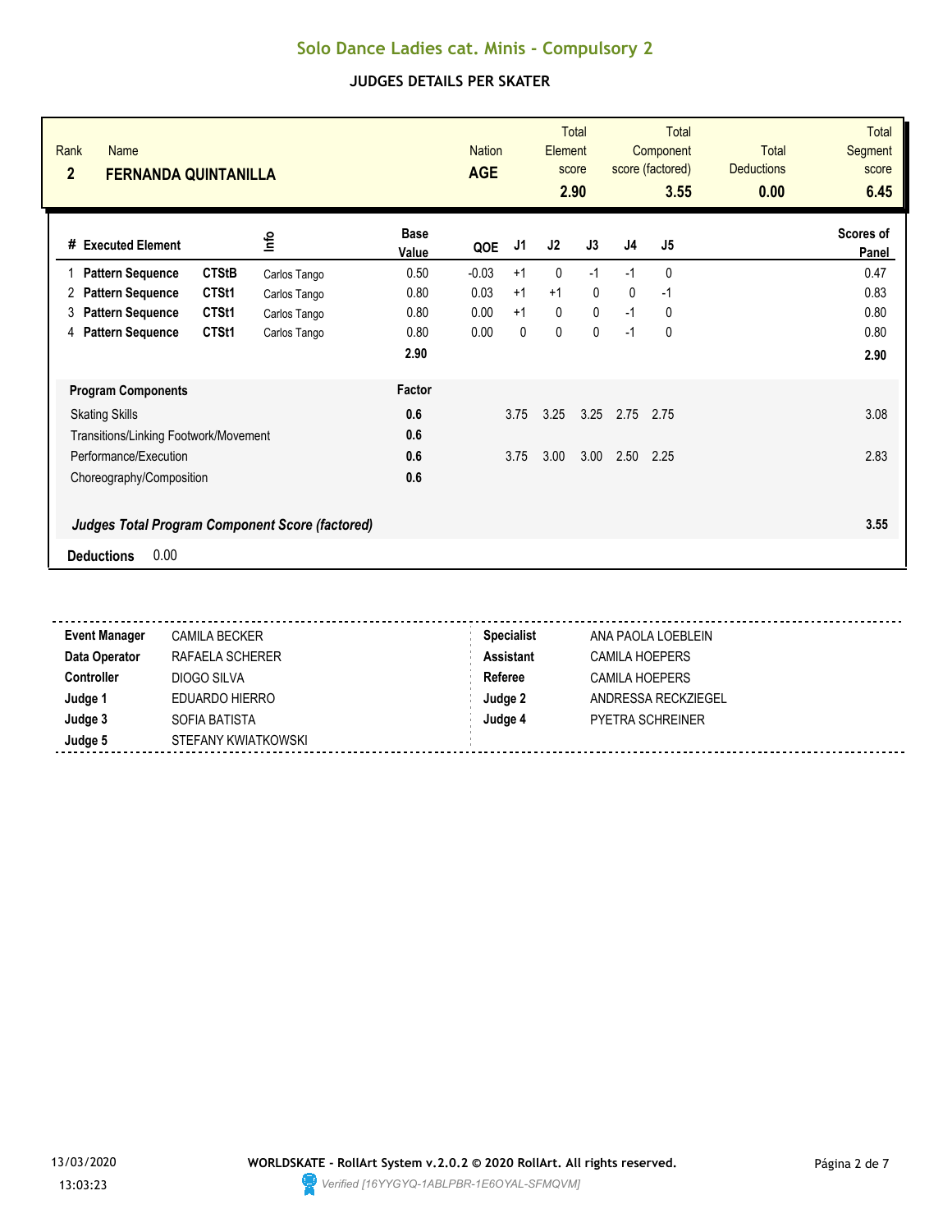# Solo Dance Ladies cat. Minis - Compulsory 2

## JUDGES DETAILS PER SKATER

| Rank | Name | Nation | Total Element score | Total Component score (factored) | Total Deductions | Total Segment score |
|---|---|---|---|---|---|---|
| 2 | FERNANDA QUINTANILLA | AGE | 2.90 | 3.55 | 0.00 | 6.45 |

| # | Executed Element | | Info | Base Value | QOE | J1 | J2 | J3 | J4 | J5 | Scores of Panel |
|---|---|---|---|---|---|---|---|---|---|---|---|
| 1 | Pattern Sequence | CTStB | Carlos Tango | 0.50 | -0.03 | +1 | 0 | -1 | -1 | 0 | 0.47 |
| 2 | Pattern Sequence | CTSt1 | Carlos Tango | 0.80 | 0.03 | +1 | +1 | 0 | 0 | -1 | 0.83 |
| 3 | Pattern Sequence | CTSt1 | Carlos Tango | 0.80 | 0.00 | +1 | 0 | 0 | -1 | 0 | 0.80 |
| 4 | Pattern Sequence | CTSt1 | Carlos Tango | 0.80 | 0.00 | 0 | 0 | 0 | -1 | 0 | 0.80 |
| | | | | 2.90 | | | | | | | 2.90 |

| Program Components | Factor | J1 | J2 | J3 | J4 | J5 | |
|---|---|---|---|---|---|---|---|
| Skating Skills | 0.6 | 3.75 | 3.25 | 3.25 | 2.75 | 2.75 | 3.08 |
| Transitions/Linking Footwork/Movement | 0.6 | | | | | | |
| Performance/Execution | 0.6 | 3.75 | 3.00 | 3.00 | 2.50 | 2.25 | 2.83 |
| Choreography/Composition | 0.6 | | | | | | |

***Judges Total Program Component Score (factored)*** **3.55**

**Deductions** 0.00

| | | | |
|---|---|---|---|
| **Event Manager** | CAMILA BECKER | **Specialist** | ANA PAOLA LOEBLEIN |
| **Data Operator** | RAFAELA SCHERER | **Assistant** | CAMILA HOEPERS |
| **Controller** | DIOGO SILVA | **Referee** | CAMILA HOEPERS |
| **Judge 1** | EDUARDO HIERRO | **Judge 2** | ANDRESSA RECKZIEGEL |
| **Judge 3** | SOFIA BATISTA | **Judge 4** | PYETRA SCHREINER |
| **Judge 5** | STEFANY KWIATKOWSKI | | |

13/03/2020 13:03:23

**WORLDSKATE - RollArt System v.2.0.2 © 2020 RollArt. All rights reserved.**

*Verified [16YYGYQ-1ABLPBR-1E6OYAL-SFMQVM]*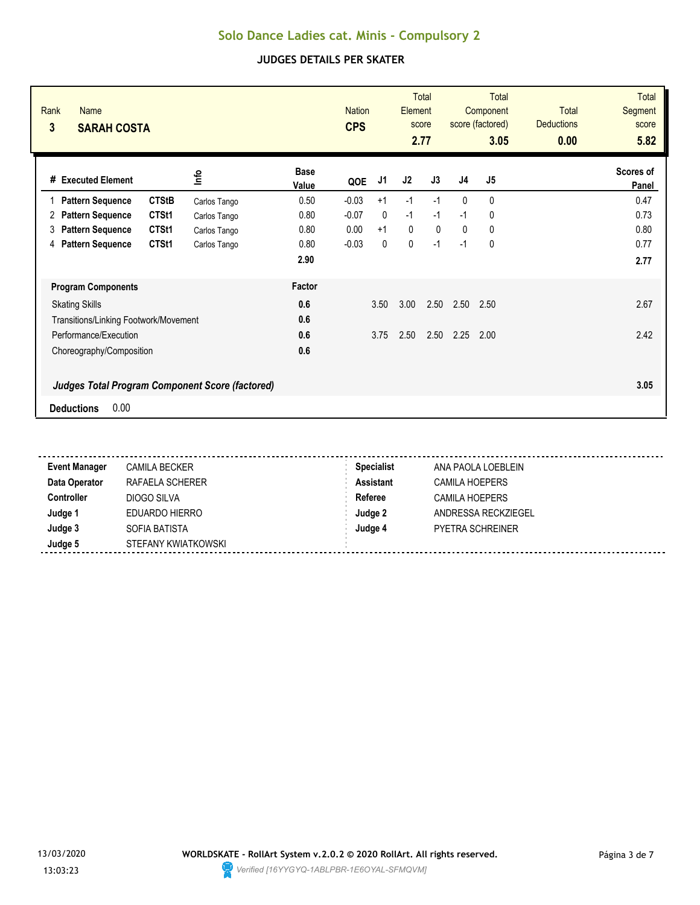# Solo Dance Ladies cat. Minis - Compulsory 2

## JUDGES DETAILS PER SKATER

| Rank | Name | Nation | Total Element score | Total Component score (factored) | Total Deductions | Total Segment score |
|---|---|---|---|---|---|---|
| 3 | **SARAH COSTA** | **CPS** | **2.77** | **3.05** | **0.00** | **5.82** |

| # | Executed Element | | Info | Base Value | QOE | J1 | J2 | J3 | J4 | J5 | Scores of Panel |
|---|---|---|---|---|---|---|---|---|---|---|---|
| 1 | **Pattern Sequence** | **CTStB** | Carlos Tango | 0.50 | -0.03 | +1 | -1 | -1 | 0 | 0 | 0.47 |
| 2 | **Pattern Sequence** | **CTSt1** | Carlos Tango | 0.80 | -0.07 | 0 | -1 | -1 | -1 | 0 | 0.73 |
| 3 | **Pattern Sequence** | **CTSt1** | Carlos Tango | 0.80 | 0.00 | +1 | 0 | 0 | 0 | 0 | 0.80 |
| 4 | **Pattern Sequence** | **CTSt1** | Carlos Tango | 0.80 | -0.03 | 0 | 0 | -1 | -1 | 0 | 0.77 |
| | | | | **2.90** | | | | | | | **2.77** |

| **Program Components** | **Factor** | J1 | J2 | J3 | J4 | J5 | |
|---|---|---|---|---|---|---|---|
| Skating Skills | **0.6** | 3.50 | 3.00 | 2.50 | 2.50 | 2.50 | 2.67 |
| Transitions/Linking Footwork/Movement | **0.6** | | | | | | |
| Performance/Execution | **0.6** | 3.75 | 2.50 | 2.50 | 2.25 | 2.00 | 2.42 |
| Choreography/Composition | **0.6** | | | | | | |
| ***Judges Total Program Component Score (factored)*** | | | | | | | **3.05** |

**Deductions** 0.00

| | | | |
|---|---|---|---|
| **Event Manager** | CAMILA BECKER | **Specialist** | ANA PAOLA LOEBLEIN |
| **Data Operator** | RAFAELA SCHERER | **Assistant** | CAMILA HOEPERS |
| **Controller** | DIOGO SILVA | **Referee** | CAMILA HOEPERS |
| **Judge 1** | EDUARDO HIERRO | **Judge 2** | ANDRESSA RECKZIEGEL |
| **Judge 3** | SOFIA BATISTA | **Judge 4** | PYETRA SCHREINER |
| **Judge 5** | STEFANY KWIATKOWSKI | | |

13/03/2020 13:03:23

**WORLDSKATE - RollArt System v.2.0.2 © 2020 RollArt. All rights reserved.**

*Verified [16YYGYQ-1ABLPBR-1E6OYAL-SFMQVM]*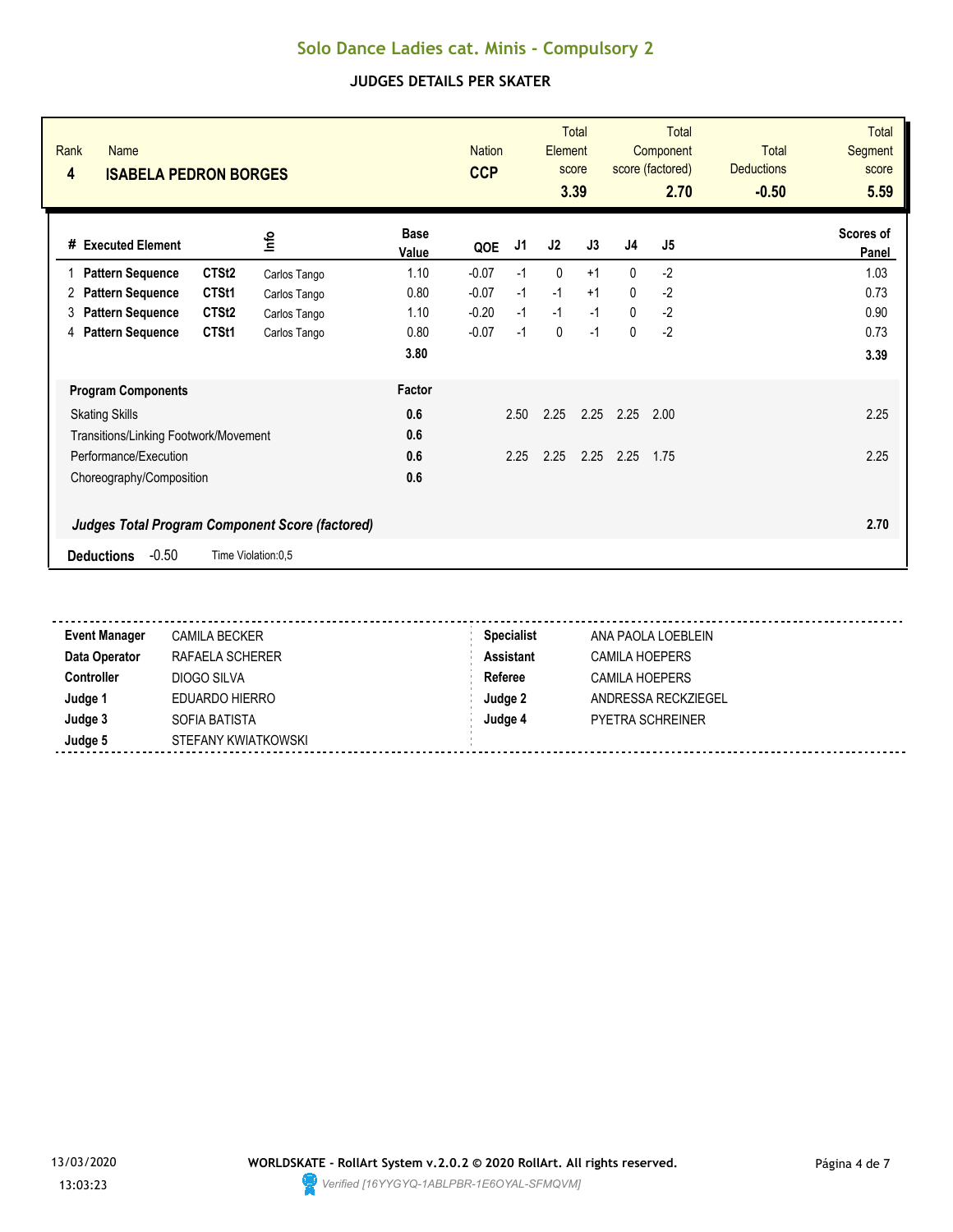# Solo Dance Ladies cat. Minis - Compulsory 2

## JUDGES DETAILS PER SKATER

| Rank | Name | Nation | Total Element score | Total Component score (factored) | Total Deductions | Total Segment score |
|---|---|---|---|---|---|---|
| 4 | **ISABELA PEDRON BORGES** | **CCP** | **3.39** | **2.70** | **-0.50** | **5.59** |

| # | Executed Element | | Info | Base Value | QOE | J1 | J2 | J3 | J4 | J5 | Scores of Panel |
|---|---|---|---|---|---|---|---|---|---|---|---|
| 1 | **Pattern Sequence** | **CTSt2** | Carlos Tango | 1.10 | -0.07 | -1 | 0 | +1 | 0 | -2 | 1.03 |
| 2 | **Pattern Sequence** | **CTSt1** | Carlos Tango | 0.80 | -0.07 | -1 | -1 | +1 | 0 | -2 | 0.73 |
| 3 | **Pattern Sequence** | **CTSt2** | Carlos Tango | 1.10 | -0.20 | -1 | -1 | -1 | 0 | -2 | 0.90 |
| 4 | **Pattern Sequence** | **CTSt1** | Carlos Tango | 0.80 | -0.07 | -1 | 0 | -1 | 0 | -2 | 0.73 |
| | | | | **3.80** | | | | | | | **3.39** |

| Program Components | Factor | J1 | J2 | J3 | J4 | J5 | |
|---|---|---|---|---|---|---|---|
| Skating Skills | **0.6** | 2.50 | 2.25 | 2.25 | 2.25 | 2.00 | 2.25 |
| Transitions/Linking Footwork/Movement | **0.6** | | | | | | |
| Performance/Execution | **0.6** | 2.25 | 2.25 | 2.25 | 2.25 | 1.75 | 2.25 |
| Choreography/Composition | **0.6** | | | | | | |
| ***Judges Total Program Component Score (factored)*** | | | | | | | **2.70** |

**Deductions** -0.50 Time Violation:0,5

| | | | |
|---|---|---|---|
| **Event Manager** | CAMILA BECKER | **Specialist** | ANA PAOLA LOEBLEIN |
| **Data Operator** | RAFAELA SCHERER | **Assistant** | CAMILA HOEPERS |
| **Controller** | DIOGO SILVA | **Referee** | CAMILA HOEPERS |
| **Judge 1** | EDUARDO HIERRO | **Judge 2** | ANDRESSA RECKZIEGEL |
| **Judge 3** | SOFIA BATISTA | **Judge 4** | PYETRA SCHREINER |
| **Judge 5** | STEFANY KWIATKOWSKI | | |

13/03/2020 13:03:23

**WORLDSKATE - RollArt System v.2.0.2 © 2020 RollArt. All rights reserved.**

*Verified [16YYGYQ-1ABLPBR-1E6OYAL-SFMQVM]*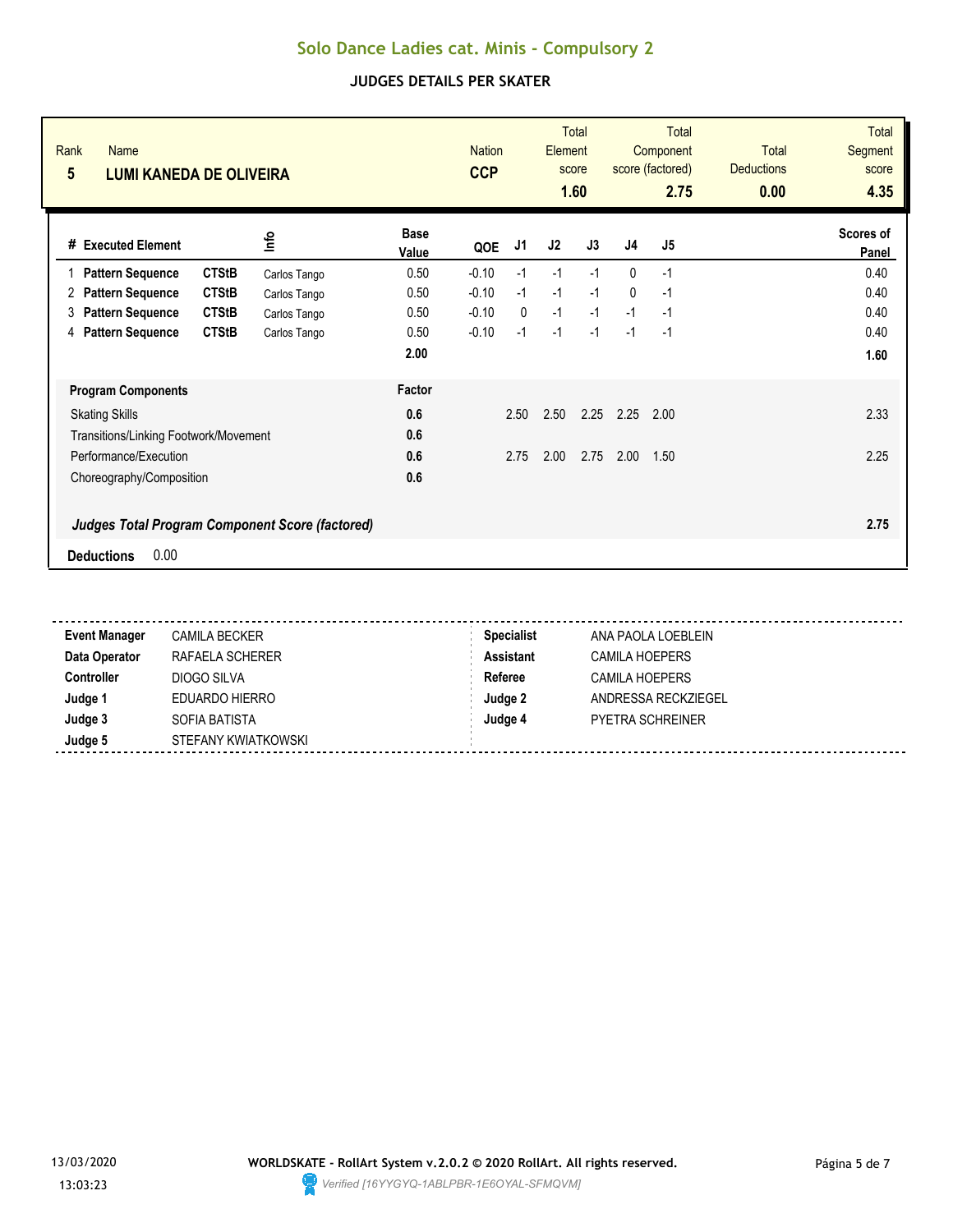# Solo Dance Ladies cat. Minis - Compulsory 2

## JUDGES DETAILS PER SKATER

| Rank | Name | Nation | Total Element score | Total Component score (factored) | Total Deductions | Total Segment score |
|---|---|---|---|---|---|---|
| 5 | **LUMI KANEDA DE OLIVEIRA** | **CCP** | **1.60** | **2.75** | **0.00** | **4.35** |

| # | Executed Element | | Info | Base Value | QOE | J1 | J2 | J3 | J4 | J5 | Scores of Panel |
|---|---|---|---|---|---|---|---|---|---|---|---|
| 1 | **Pattern Sequence** | **CTStB** | Carlos Tango | 0.50 | -0.10 | -1 | -1 | -1 | 0 | -1 | 0.40 |
| 2 | **Pattern Sequence** | **CTStB** | Carlos Tango | 0.50 | -0.10 | -1 | -1 | -1 | 0 | -1 | 0.40 |
| 3 | **Pattern Sequence** | **CTStB** | Carlos Tango | 0.50 | -0.10 | 0 | -1 | -1 | -1 | -1 | 0.40 |
| 4 | **Pattern Sequence** | **CTStB** | Carlos Tango | 0.50 | -0.10 | -1 | -1 | -1 | -1 | -1 | 0.40 |
| | | | | **2.00** | | | | | | | **1.60** |

| **Program Components** | **Factor** | J1 | J2 | J3 | J4 | J5 | |
|---|---|---|---|---|---|---|---|
| Skating Skills | **0.6** | 2.50 | 2.50 | 2.25 | 2.25 | 2.00 | 2.33 |
| Transitions/Linking Footwork/Movement | **0.6** | | | | | | |
| Performance/Execution | **0.6** | 2.75 | 2.00 | 2.75 | 2.00 | 1.50 | 2.25 |
| Choreography/Composition | **0.6** | | | | | | |
| ***Judges Total Program Component Score (factored)*** | | | | | | | **2.75** |

**Deductions** 0.00

| | | | |
|---|---|---|---|
| **Event Manager** | CAMILA BECKER | **Specialist** | ANA PAOLA LOEBLEIN |
| **Data Operator** | RAFAELA SCHERER | **Assistant** | CAMILA HOEPERS |
| **Controller** | DIOGO SILVA | **Referee** | CAMILA HOEPERS |
| **Judge 1** | EDUARDO HIERRO | **Judge 2** | ANDRESSA RECKZIEGEL |
| **Judge 3** | SOFIA BATISTA | **Judge 4** | PYETRA SCHREINER |
| **Judge 5** | STEFANY KWIATKOWSKI | | |

13/03/2020 13:03:23

**WORLDSKATE - RollArt System v.2.0.2 © 2020 RollArt. All rights reserved.**

*Verified [16YYGYQ-1ABLPBR-1E6OYAL-SFMQVM]*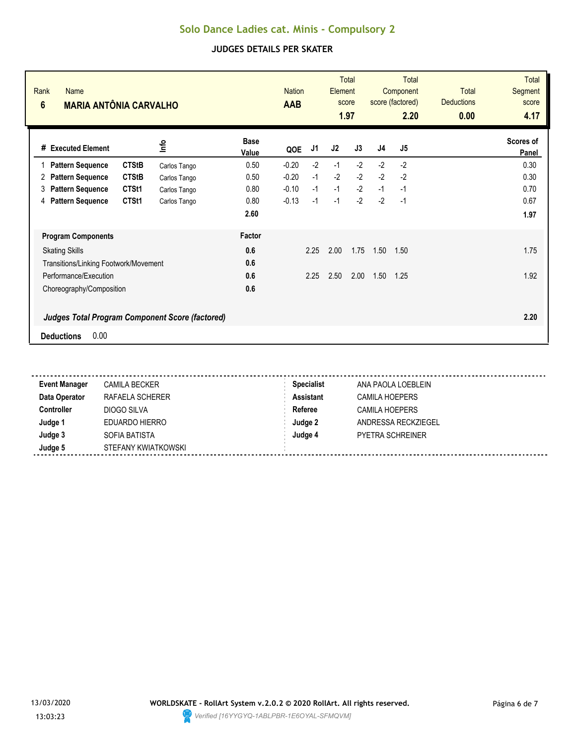# Solo Dance Ladies cat. Minis - Compulsory 2

## JUDGES DETAILS PER SKATER

| Rank | Name | Nation | Total Element score | Total Component score (factored) | Total Deductions | Total Segment score |
|---|---|---|---|---|---|---|
| 6 | **MARIA ANTÔNIA CARVALHO** | **AAB** | **1.97** | **2.20** | **0.00** | **4.17** |

| # | Executed Element | | Info | Base Value | QOE | J1 | J2 | J3 | J4 | J5 | Scores of Panel |
|---|---|---|---|---|---|---|---|---|---|---|---|
| 1 | **Pattern Sequence** | **CTStB** | Carlos Tango | 0.50 | -0.20 | -2 | -1 | -2 | -2 | -2 | 0.30 |
| 2 | **Pattern Sequence** | **CTStB** | Carlos Tango | 0.50 | -0.20 | -1 | -2 | -2 | -2 | -2 | 0.30 |
| 3 | **Pattern Sequence** | **CTSt1** | Carlos Tango | 0.80 | -0.10 | -1 | -1 | -2 | -1 | -1 | 0.70 |
| 4 | **Pattern Sequence** | **CTSt1** | Carlos Tango | 0.80 | -0.13 | -1 | -1 | -2 | -2 | -1 | 0.67 |
| | | | | **2.60** | | | | | | | **1.97** |

| Program Components | Factor | J1 | J2 | J3 | J4 | J5 | |
|---|---|---|---|---|---|---|---|
| Skating Skills | **0.6** | 2.25 | 2.00 | 1.75 | 1.50 | 1.50 | 1.75 |
| Transitions/Linking Footwork/Movement | **0.6** | | | | | | |
| Performance/Execution | **0.6** | 2.25 | 2.50 | 2.00 | 1.50 | 1.25 | 1.92 |
| Choreography/Composition | **0.6** | | | | | | |

***Judges Total Program Component Score (factored)*** **2.20**

**Deductions** 0.00

| | | | |
|---|---|---|---|
| **Event Manager** | CAMILA BECKER | **Specialist** | ANA PAOLA LOEBLEIN |
| **Data Operator** | RAFAELA SCHERER | **Assistant** | CAMILA HOEPERS |
| **Controller** | DIOGO SILVA | **Referee** | CAMILA HOEPERS |
| **Judge 1** | EDUARDO HIERRO | **Judge 2** | ANDRESSA RECKZIEGEL |
| **Judge 3** | SOFIA BATISTA | **Judge 4** | PYETRA SCHREINER |
| **Judge 5** | STEFANY KWIATKOWSKI | | |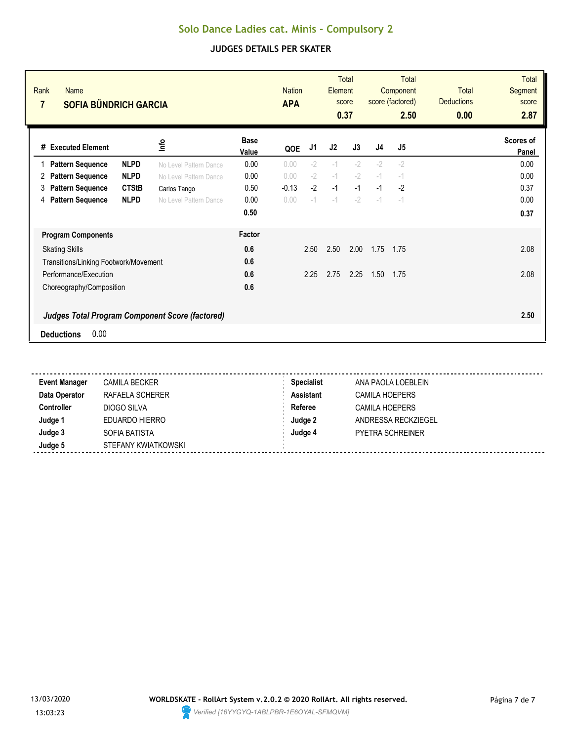# Solo Dance Ladies cat. Minis - Compulsory 2

## JUDGES DETAILS PER SKATER

| Rank | Name | Nation | Total Element score | Total Component score (factored) | Total Deductions | Total Segment score |
|---|---|---|---|---|---|---|
| 7 | **SOFIA BÜNDRICH GARCIA** | **APA** | **0.37** | **2.50** | **0.00** | **2.87** |

| # | Executed Element | | Info | Base Value | QOE | J1 | J2 | J3 | J4 | J5 | Scores of Panel |
|---|---|---|---|---|---|---|---|---|---|---|---|
| 1 | **Pattern Sequence** | **NLPD** | No Level Pattern Dance | 0.00 | 0.00 | -2 | -1 | -2 | -2 | -2 | 0.00 |
| 2 | **Pattern Sequence** | **NLPD** | No Level Pattern Dance | 0.00 | 0.00 | -2 | -1 | -2 | -1 | -1 | 0.00 |
| 3 | **Pattern Sequence** | **CTStB** | Carlos Tango | 0.50 | -0.13 | -2 | -1 | -1 | -1 | -2 | 0.37 |
| 4 | **Pattern Sequence** | **NLPD** | No Level Pattern Dance | 0.00 | 0.00 | -1 | -1 | -2 | -1 | -1 | 0.00 |
| | | | | **0.50** | | | | | | | **0.37** |

| **Program Components** | **Factor** | J1 | J2 | J3 | J4 | J5 | |
|---|---|---|---|---|---|---|---|
| Skating Skills | **0.6** | 2.50 | 2.50 | 2.00 | 1.75 | 1.75 | 2.08 |
| Transitions/Linking Footwork/Movement | **0.6** | | | | | | |
| Performance/Execution | **0.6** | 2.25 | 2.75 | 2.25 | 1.50 | 1.75 | 2.08 |
| Choreography/Composition | **0.6** | | | | | | |
| ***Judges Total Program Component Score (factored)*** | | | | | | | **2.50** |

**Deductions** 0.00

| | | | |
|---|---|---|---|
| **Event Manager** | CAMILA BECKER | **Specialist** | ANA PAOLA LOEBLEIN |
| **Data Operator** | RAFAELA SCHERER | **Assistant** | CAMILA HOEPERS |
| **Controller** | DIOGO SILVA | **Referee** | CAMILA HOEPERS |
| **Judge 1** | EDUARDO HIERRO | **Judge 2** | ANDRESSA RECKZIEGEL |
| **Judge 3** | SOFIA BATISTA | **Judge 4** | PYETRA SCHREINER |
| **Judge 5** | STEFANY KWIATKOWSKI | | |

13/03/2020
13:03:23

**WORLDSKATE - RollArt System v.2.0.2 © 2020 RollArt. All rights reserved.**
*Verified [16YYGYQ-1ABLPBR-1E6OYAL-SFMQVM]*